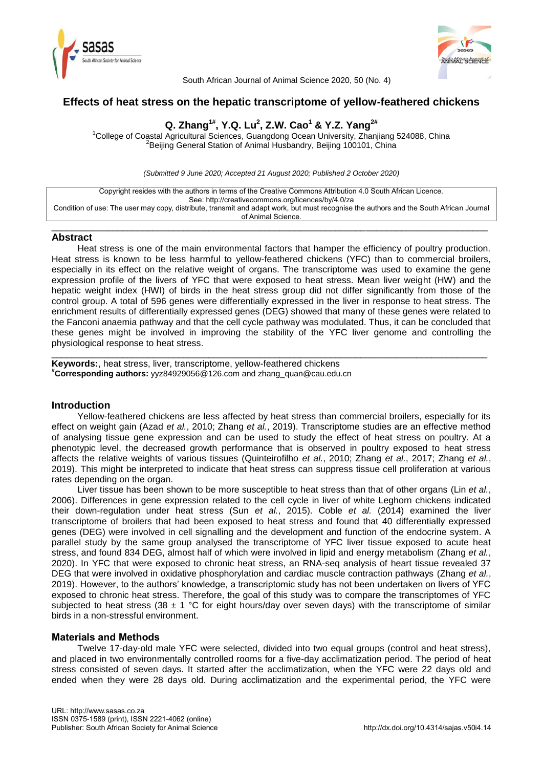# Effects of heat stress on the hepatic transcriptome of yellow-feathered chickens

**Q. Zhang[1#], Y.Q. Lu[2], Z.W. Cao[1] & Y.Z. Yang[2#]**

[1]College of Coastal Agricultural Sciences, Guangdong Ocean University, Zhanjiang 524088, China
[2]Beijing General Station of Animal Husbandry, Beijing 100101, China

*(Submitted 9 June 2020; Accepted 21 August 2020; Published 2 October 2020)*

Copyright resides with the authors in terms of the Creative Commons Attribution 4.0 South African Licence.
See: http://creativecommons.org/licences/by/4.0/za
Condition of use: The user may copy, distribute, transmit and adapt work, but must recognise the authors and the South African Journal of Animal Science.

## Abstract

Heat stress is one of the main environmental factors that hamper the efficiency of poultry production. Heat stress is known to be less harmful to yellow-feathered chickens (YFC) than to commercial broilers, especially in its effect on the relative weight of organs. The transcriptome was used to examine the gene expression profile of the livers of YFC that were exposed to heat stress. Mean liver weight (HW) and the hepatic weight index (HWI) of birds in the heat stress group did not differ significantly from those of the control group. A total of 596 genes were differentially expressed in the liver in response to heat stress. The enrichment results of differentially expressed genes (DEG) showed that many of these genes were related to the Fanconi anaemia pathway and that the cell cycle pathway was modulated. Thus, it can be concluded that these genes might be involved in improving the stability of the YFC liver genome and controlling the physiological response to heat stress.

**Keywords:**, heat stress, liver, transcriptome, yellow-feathered chickens
**#Corresponding authors:** yyz84929056@126.com and zhang_quan@cau.edu.cn

## Introduction

Yellow-feathered chickens are less affected by heat stress than commercial broilers, especially for its effect on weight gain (Azad *et al.*, 2010; Zhang *et al.*, 2019). Transcriptome studies are an effective method of analysing tissue gene expression and can be used to study the effect of heat stress on poultry. At a phenotypic level, the decreased growth performance that is observed in poultry exposed to heat stress affects the relative weights of various tissues (Quinteirofilho *et al.*, 2010; Zhang *et al.*, 2017; Zhang *et al.*, 2019). This might be interpreted to indicate that heat stress can suppress tissue cell proliferation at various rates depending on the organ.

Liver tissue has been shown to be more susceptible to heat stress than that of other organs (Lin *et al.*, 2006). Differences in gene expression related to the cell cycle in liver of white Leghorn chickens indicated their down-regulation under heat stress (Sun *et al.*, 2015). Coble *et al.* (2014) examined the liver transcriptome of broilers that had been exposed to heat stress and found that 40 differentially expressed genes (DEG) were involved in cell signalling and the development and function of the endocrine system. A parallel study by the same group analysed the transcriptome of YFC liver tissue exposed to acute heat stress, and found 834 DEG, almost half of which were involved in lipid and energy metabolism (Zhang *et al.*, 2020). In YFC that were exposed to chronic heat stress, an RNA-seq analysis of heart tissue revealed 37 DEG that were involved in oxidative phosphorylation and cardiac muscle contraction pathways (Zhang *et al.*, 2019). However, to the authors' knowledge, a transcriptomic study has not been undertaken on livers of YFC exposed to chronic heat stress. Therefore, the goal of this study was to compare the transcriptomes of YFC subjected to heat stress (38 ± 1 °C for eight hours/day over seven days) with the transcriptome of similar birds in a non-stressful environment.

## Materials and Methods

Twelve 17-day-old male YFC were selected, divided into two equal groups (control and heat stress), and placed in two environmentally controlled rooms for a five-day acclimatization period. The period of heat stress consisted of seven days. It started after the acclimatization, when the YFC were 22 days old and ended when they were 28 days old. During acclimatization and the experimental period, the YFC were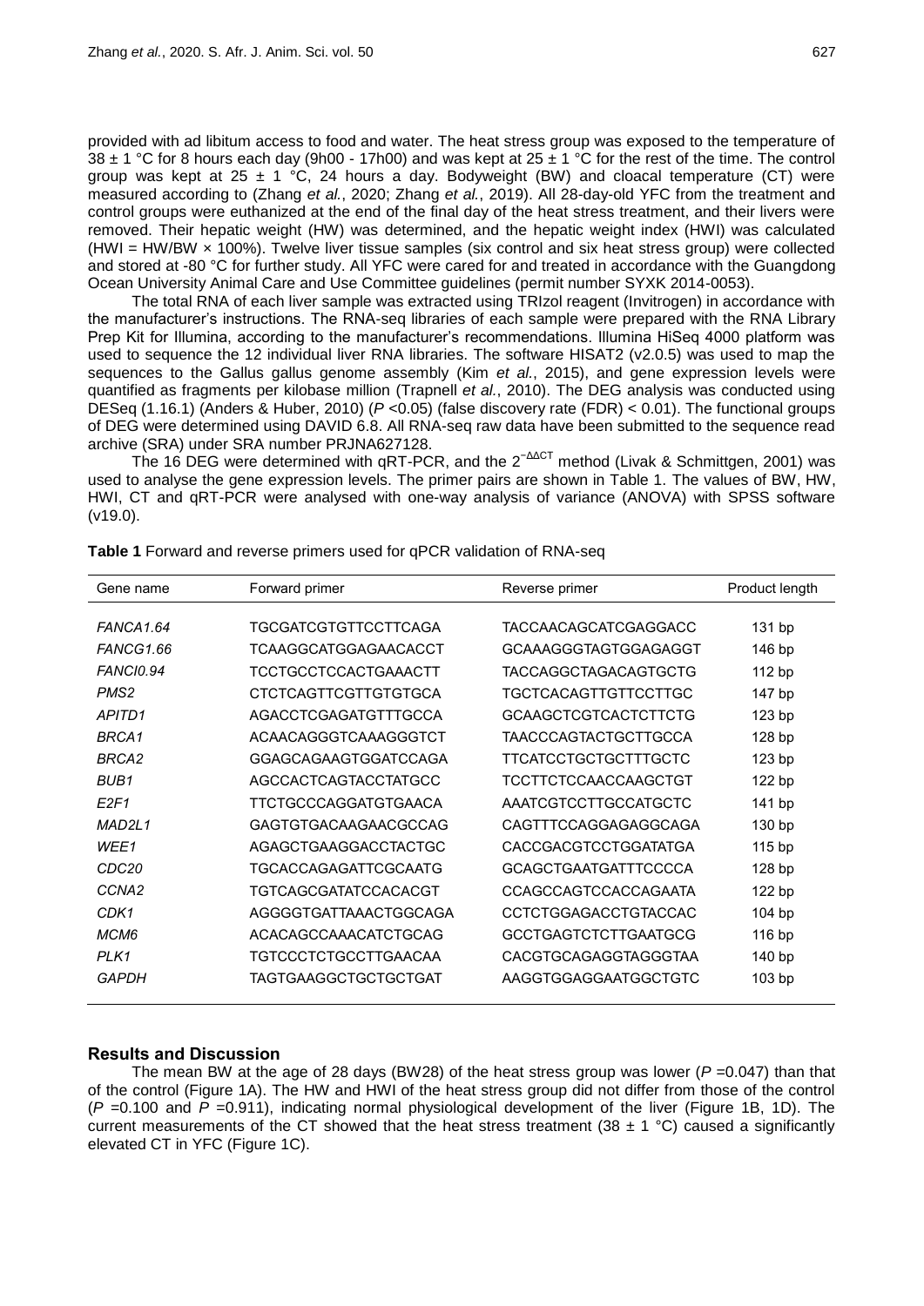provided with ad libitum access to food and water. The heat stress group was exposed to the temperature of 38 ± 1 °C for 8 hours each day (9h00 - 17h00) and was kept at 25 ± 1 °C for the rest of the time. The control group was kept at 25 ± 1 °C, 24 hours a day. Bodyweight (BW) and cloacal temperature (CT) were measured according to (Zhang *et al.*, 2020; Zhang *et al.*, 2019). All 28-day-old YFC from the treatment and control groups were euthanized at the end of the final day of the heat stress treatment, and their livers were removed. Their hepatic weight (HW) was determined, and the hepatic weight index (HWI) was calculated (HWI = HW/BW × 100%). Twelve liver tissue samples (six control and six heat stress group) were collected and stored at -80 °C for further study. All YFC were cared for and treated in accordance with the Guangdong Ocean University Animal Care and Use Committee guidelines (permit number SYXK 2014-0053).

The total RNA of each liver sample was extracted using TRIzol reagent (Invitrogen) in accordance with the manufacturer's instructions. The RNA-seq libraries of each sample were prepared with the RNA Library Prep Kit for Illumina, according to the manufacturer's recommendations. Illumina HiSeq 4000 platform was used to sequence the 12 individual liver RNA libraries. The software HISAT2 (v2.0.5) was used to map the sequences to the Gallus gallus genome assembly (Kim *et al.*, 2015), and gene expression levels were quantified as fragments per kilobase million (Trapnell *et al.*, 2010). The DEG analysis was conducted using DESeq (1.16.1) (Anders & Huber, 2010) ($P$ <0.05) (false discovery rate (FDR) < 0.01). The functional groups of DEG were determined using DAVID 6.8. All RNA-seq raw data have been submitted to the sequence read archive (SRA) under SRA number PRJNA627128.

The 16 DEG were determined with qRT-PCR, and the $2^{-\Delta\Delta CT}$ method (Livak & Schmittgen, 2001) was used to analyse the gene expression levels. The primer pairs are shown in Table 1. The values of BW, HW, HWI, CT and qRT-PCR were analysed with one-way analysis of variance (ANOVA) with SPSS software (v19.0).

**Table 1** Forward and reverse primers used for qPCR validation of RNA-seq

| Gene name | Forward primer | Reverse primer | Product length |
|---|---|---|---|
| *FANCA1.64* | TGCGATCGTGTTCCTTCAGA | TACCAACAGCATCGAGGACC | 131 bp |
| *FANCG1.66* | TCAAGGCATGGAGAACACCT | GCAAAGGGTAGTGGAGAGGT | 146 bp |
| *FANCI0.94* | TCCTGCCTCCACTGAAACTT | TACCAGGCTAGACAGTGCTG | 112 bp |
| *PMS2* | CTCTCAGTTCGTTGTGTGCA | TGCTCACAGTTGTTCCTTGC | 147 bp |
| *APITD1* | AGACCTCGAGATGTTTGCCA | GCAAGCTCGTCACTCTTCTG | 123 bp |
| *BRCA1* | ACAACAGGGTCAAAGGGTCT | TAACCCAGTACTGCTTGCCA | 128 bp |
| *BRCA2* | GGAGCAGAAGTGGATCCAGA | TTCATCCTGCTGCTTTGCTC | 123 bp |
| *BUB1* | AGCCACTCAGTACCTATGCC | TCCTTCTCCAACCAAGCTGT | 122 bp |
| *E2F1* | TTCTGCCCAGGATGTGAACA | AAATCGTCCTTGCCATGCTC | 141 bp |
| *MAD2L1* | GAGTGTGACAAGAACGCCAG | CAGTTTCCAGGAGAGGCAGA | 130 bp |
| *WEE1* | AGAGCTGAAGGACCTACTGC | CACCGACGTCCTGGATATGA | 115 bp |
| *CDC20* | TGCACCAGAGATTCGCAATG | GCAGCTGAATGATTTCCCCA | 128 bp |
| *CCNA2* | TGTCAGCGATATCCACACGT | CCAGCCAGTCCACCAGAATA | 122 bp |
| *CDK1* | AGGGGTGATTAAACTGGCAGA | CCTCTGGAGACCTGTACCAC | 104 bp |
| *MCM6* | ACACAGCCAAACATCTGCAG | GCCTGAGTCTCTTGAATGCG | 116 bp |
| *PLK1* | TGTCCCTCTGCCTTGAACAA | CACGTGCAGAGGTAGGGTAA | 140 bp |
| *GAPDH* | TAGTGAAGGCTGCTGCTGAT | AAGGTGGAGGAATGGCTGTC | 103 bp |

## Results and Discussion

The mean BW at the age of 28 days (BW28) of the heat stress group was lower ($P$ =0.047) than that of the control (Figure 1A). The HW and HWI of the heat stress group did not differ from those of the control ($P$ =0.100 and $P$ =0.911), indicating normal physiological development of the liver (Figure 1B, 1D). The current measurements of the CT showed that the heat stress treatment (38 ± 1 °C) caused a significantly elevated CT in YFC (Figure 1C).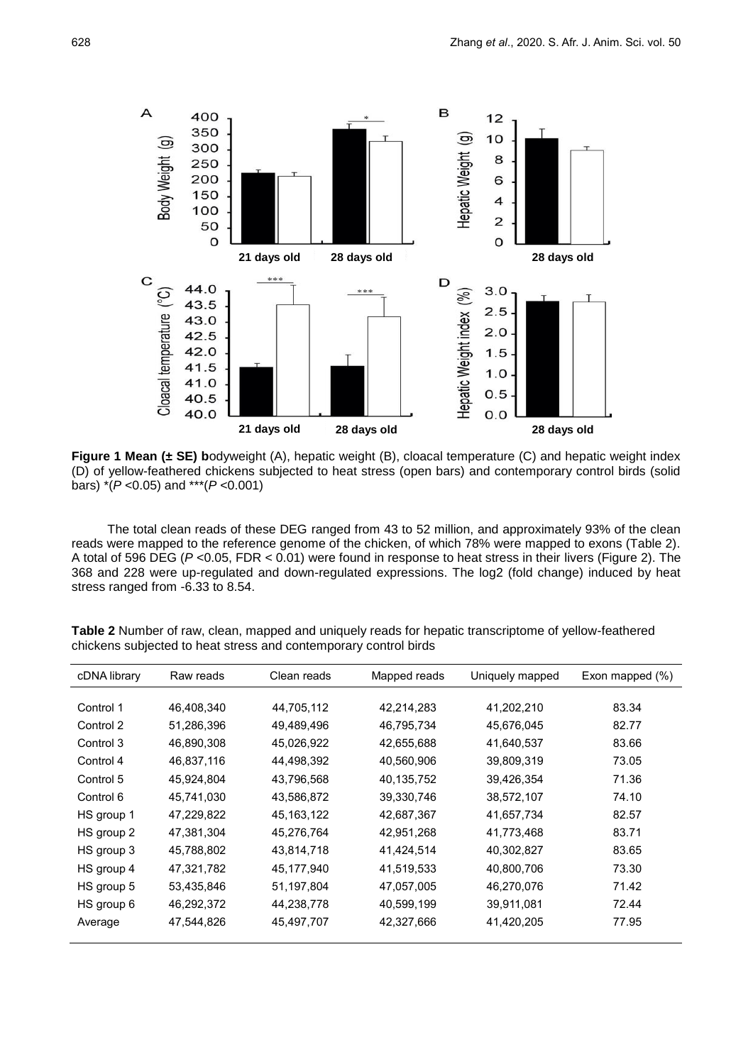**Figure 1 Mean (± SE) b**odyweight (A), hepatic weight (B), cloacal temperature (C) and hepatic weight index (D) of yellow-feathered chickens subjected to heat stress (open bars) and contemporary control birds (solid bars) *($P$ <0.05) and ***($P$ <0.001)

The total clean reads of these DEG ranged from 43 to 52 million, and approximately 93% of the clean reads were mapped to the reference genome of the chicken, of which 78% were mapped to exons (Table 2). A total of 596 DEG ($P$ <0.05, FDR < 0.01) were found in response to heat stress in their livers (Figure 2). The 368 and 228 were up-regulated and down-regulated expressions. The log2 (fold change) induced by heat stress ranged from -6.33 to 8.54.

**Table 2** Number of raw, clean, mapped and uniquely reads for hepatic transcriptome of yellow-feathered chickens subjected to heat stress and contemporary control birds

| cDNA library | Raw reads | Clean reads | Mapped reads | Uniquely mapped | Exon mapped (%) |
|---|---|---|---|---|---|
| Control 1 | 46,408,340 | 44,705,112 | 42,214,283 | 41,202,210 | 83.34 |
| Control 2 | 51,286,396 | 49,489,496 | 46,795,734 | 45,676,045 | 82.77 |
| Control 3 | 46,890,308 | 45,026,922 | 42,655,688 | 41,640,537 | 83.66 |
| Control 4 | 46,837,116 | 44,498,392 | 40,560,906 | 39,809,319 | 73.05 |
| Control 5 | 45,924,804 | 43,796,568 | 40,135,752 | 39,426,354 | 71.36 |
| Control 6 | 45,741,030 | 43,586,872 | 39,330,746 | 38,572,107 | 74.10 |
| HS group 1 | 47,229,822 | 45,163,122 | 42,687,367 | 41,657,734 | 82.57 |
| HS group 2 | 47,381,304 | 45,276,764 | 42,951,268 | 41,773,468 | 83.71 |
| HS group 3 | 45,788,802 | 43,814,718 | 41,424,514 | 40,302,827 | 83.65 |
| HS group 4 | 47,321,782 | 45,177,940 | 41,519,533 | 40,800,706 | 73.30 |
| HS group 5 | 53,435,846 | 51,197,804 | 47,057,005 | 46,270,076 | 71.42 |
| HS group 6 | 46,292,372 | 44,238,778 | 40,599,199 | 39,911,081 | 72.44 |
| Average | 47,544,826 | 45,497,707 | 42,327,666 | 41,420,205 | 77.95 |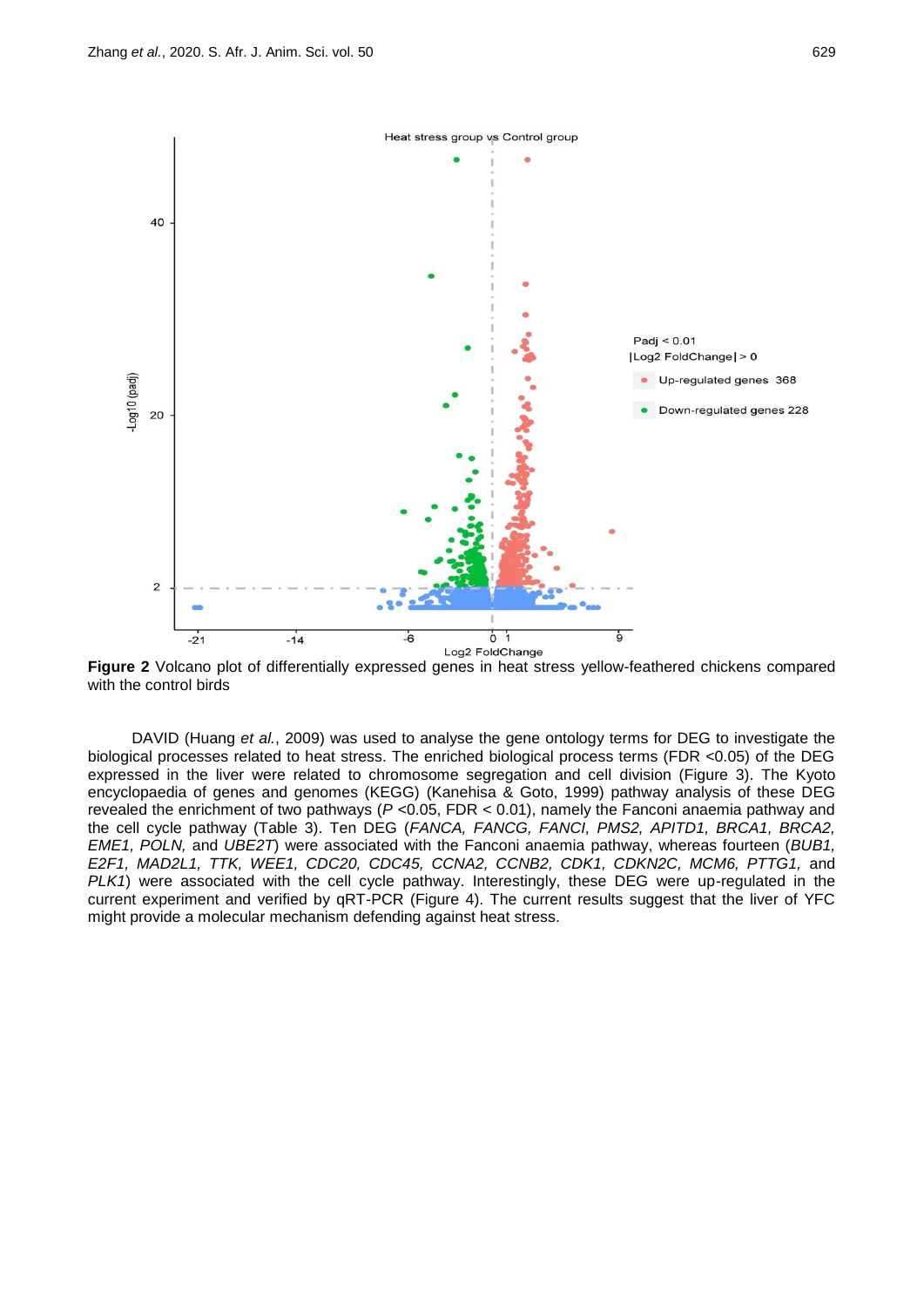**Figure 2** Volcano plot of differentially expressed genes in heat stress yellow-feathered chickens compared with the control birds

DAVID (Huang *et al.*, 2009) was used to analyse the gene ontology terms for DEG to investigate the biological processes related to heat stress. The enriched biological process terms (FDR <0.05) of the DEG expressed in the liver were related to chromosome segregation and cell division (Figure 3). The Kyoto encyclopaedia of genes and genomes (KEGG) (Kanehisa & Goto, 1999) pathway analysis of these DEG revealed the enrichment of two pathways (*P* <0.05, FDR < 0.01), namely the Fanconi anaemia pathway and the cell cycle pathway (Table 3). Ten DEG (*FANCA, FANCG, FANCI, PMS2, APITD1, BRCA1, BRCA2, EME1, POLN,* and *UBE2T*) were associated with the Fanconi anaemia pathway, whereas fourteen (*BUB1, E2F1, MAD2L1, TTK, WEE1, CDC20, CDC45, CCNA2, CCNB2, CDK1, CDKN2C, MCM6, PTTG1,* and *PLK1*) were associated with the cell cycle pathway. Interestingly, these DEG were up-regulated in the current experiment and verified by qRT-PCR (Figure 4). The current results suggest that the liver of YFC might provide a molecular mechanism defending against heat stress.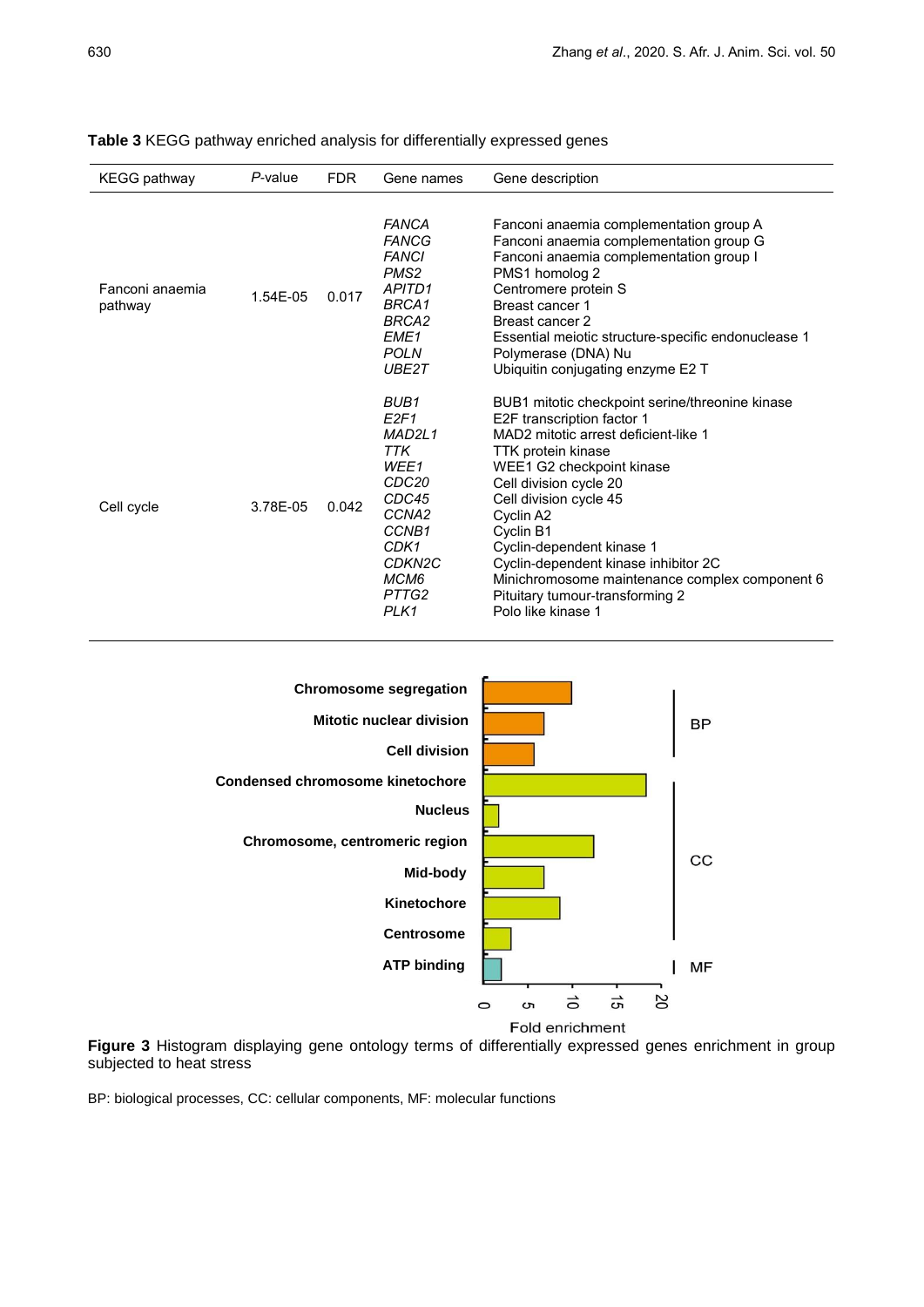**Table 3** KEGG pathway enriched analysis for differentially expressed genes

| KEGG pathway | *P*-value | FDR | Gene names | Gene description |
|---|---|---|---|---|
| Fanconi anaemia pathway | 1.54E-05 | 0.017 | *FANCA* | Fanconi anaemia complementation group A |
| | | | *FANCG* | Fanconi anaemia complementation group G |
| | | | *FANCI* | Fanconi anaemia complementation group I |
| | | | *PMS2* | PMS1 homolog 2 |
| | | | *APITD1* | Centromere protein S |
| | | | *BRCA1* | Breast cancer 1 |
| | | | *BRCA2* | Breast cancer 2 |
| | | | *EME1* | Essential meiotic structure-specific endonuclease 1 |
| | | | *POLN* | Polymerase (DNA) Nu |
| | | | *UBE2T* | Ubiquitin conjugating enzyme E2 T |
| Cell cycle | 3.78E-05 | 0.042 | *BUB1* | BUB1 mitotic checkpoint serine/threonine kinase |
| | | | *E2F1* | E2F transcription factor 1 |
| | | | *MAD2L1* | MAD2 mitotic arrest deficient-like 1 |
| | | | *TTK* | TTK protein kinase |
| | | | *WEE1* | WEE1 G2 checkpoint kinase |
| | | | *CDC20* | Cell division cycle 20 |
| | | | *CDC45* | Cell division cycle 45 |
| | | | *CCNA2* | Cyclin A2 |
| | | | *CCNB1* | Cyclin B1 |
| | | | *CDK1* | Cyclin-dependent kinase 1 |
| | | | *CDKN2C* | Cyclin-dependent kinase inhibitor 2C |
| | | | *MCM6* | Minichromosome maintenance complex component 6 |
| | | | *PTTG2* | Pituitary tumour-transforming 2 |
| | | | *PLK1* | Polo like kinase 1 |

**Figure 3** Histogram displaying gene ontology terms of differentially expressed genes enrichment in group subjected to heat stress

BP: biological processes, CC: cellular components, MF: molecular functions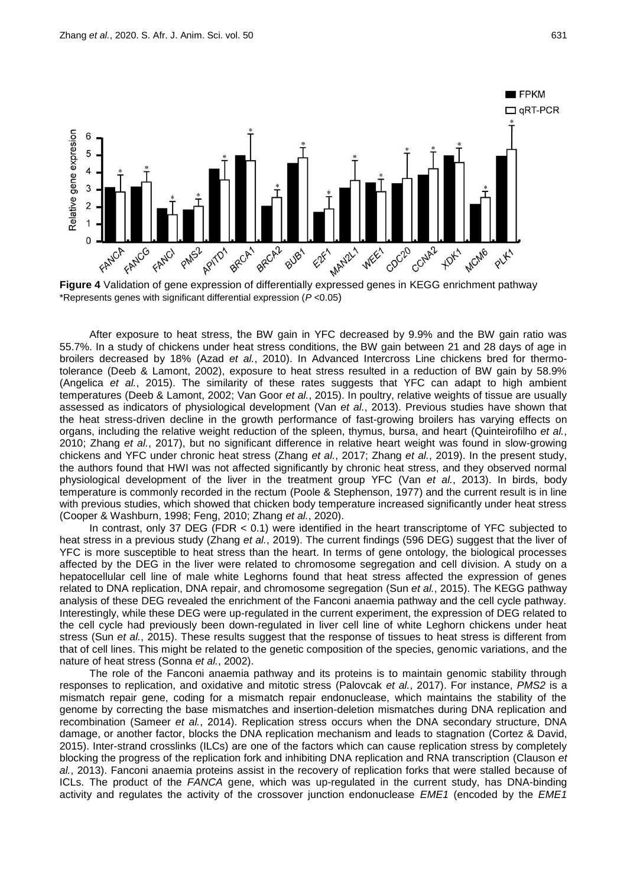**Figure 4** Validation of gene expression of differentially expressed genes in KEGG enrichment pathway
*Represents genes with significant differential expression ($P$ <0.05)

After exposure to heat stress, the BW gain in YFC decreased by 9.9% and the BW gain ratio was 55.7%. In a study of chickens under heat stress conditions, the BW gain between 21 and 28 days of age in broilers decreased by 18% (Azad *et al.*, 2010). In Advanced Intercross Line chickens bred for thermo-tolerance (Deeb & Lamont, 2002), exposure to heat stress resulted in a reduction of BW gain by 58.9% (Angelica *et al.*, 2015). The similarity of these rates suggests that YFC can adapt to high ambient temperatures (Deeb & Lamont, 2002; Van Goor *et al.*, 2015). In poultry, relative weights of tissue are usually assessed as indicators of physiological development (Van *et al.*, 2013). Previous studies have shown that the heat stress-driven decline in the growth performance of fast-growing broilers has varying effects on organs, including the relative weight reduction of the spleen, thymus, bursa, and heart (Quinteirofilho *et al.*, 2010; Zhang *et al.*, 2017), but no significant difference in relative heart weight was found in slow-growing chickens and YFC under chronic heat stress (Zhang *et al.*, 2017; Zhang *et al.*, 2019). In the present study, the authors found that HWI was not affected significantly by chronic heat stress, and they observed normal physiological development of the liver in the treatment group YFC (Van *et al.*, 2013). In birds, body temperature is commonly recorded in the rectum (Poole & Stephenson, 1977) and the current result is in line with previous studies, which showed that chicken body temperature increased significantly under heat stress (Cooper & Washburn, 1998; Feng, 2010; Zhang *et al.*, 2020).

In contrast, only 37 DEG (FDR < 0.1) were identified in the heart transcriptome of YFC subjected to heat stress in a previous study (Zhang *et al.*, 2019). The current findings (596 DEG) suggest that the liver of YFC is more susceptible to heat stress than the heart. In terms of gene ontology, the biological processes affected by the DEG in the liver were related to chromosome segregation and cell division. A study on a hepatocellular cell line of male white Leghorns found that heat stress affected the expression of genes related to DNA replication, DNA repair, and chromosome segregation (Sun *et al.*, 2015). The KEGG pathway analysis of these DEG revealed the enrichment of the Fanconi anaemia pathway and the cell cycle pathway. Interestingly, while these DEG were up-regulated in the current experiment, the expression of DEG related to the cell cycle had previously been down-regulated in liver cell line of white Leghorn chickens under heat stress (Sun *et al.*, 2015). These results suggest that the response of tissues to heat stress is different from that of cell lines. This might be related to the genetic composition of the species, genomic variations, and the nature of heat stress (Sonna *et al.*, 2002).

The role of the Fanconi anaemia pathway and its proteins is to maintain genomic stability through responses to replication, and oxidative and mitotic stress (Palovcak *et al.*, 2017). For instance, *PMS2* is a mismatch repair gene, coding for a mismatch repair endonuclease, which maintains the stability of the genome by correcting the base mismatches and insertion-deletion mismatches during DNA replication and recombination (Sameer *et al.*, 2014). Replication stress occurs when the DNA secondary structure, DNA damage, or another factor, blocks the DNA replication mechanism and leads to stagnation (Cortez & David, 2015). Inter-strand crosslinks (ILCs) are one of the factors which can cause replication stress by completely blocking the progress of the replication fork and inhibiting DNA replication and RNA transcription (Clauson *et al.*, 2013). Fanconi anaemia proteins assist in the recovery of replication forks that were stalled because of ICLs. The product of the *FANCA* gene, which was up-regulated in the current study, has DNA-binding activity and regulates the activity of the crossover junction endonuclease *EME1* (encoded by the *EME1*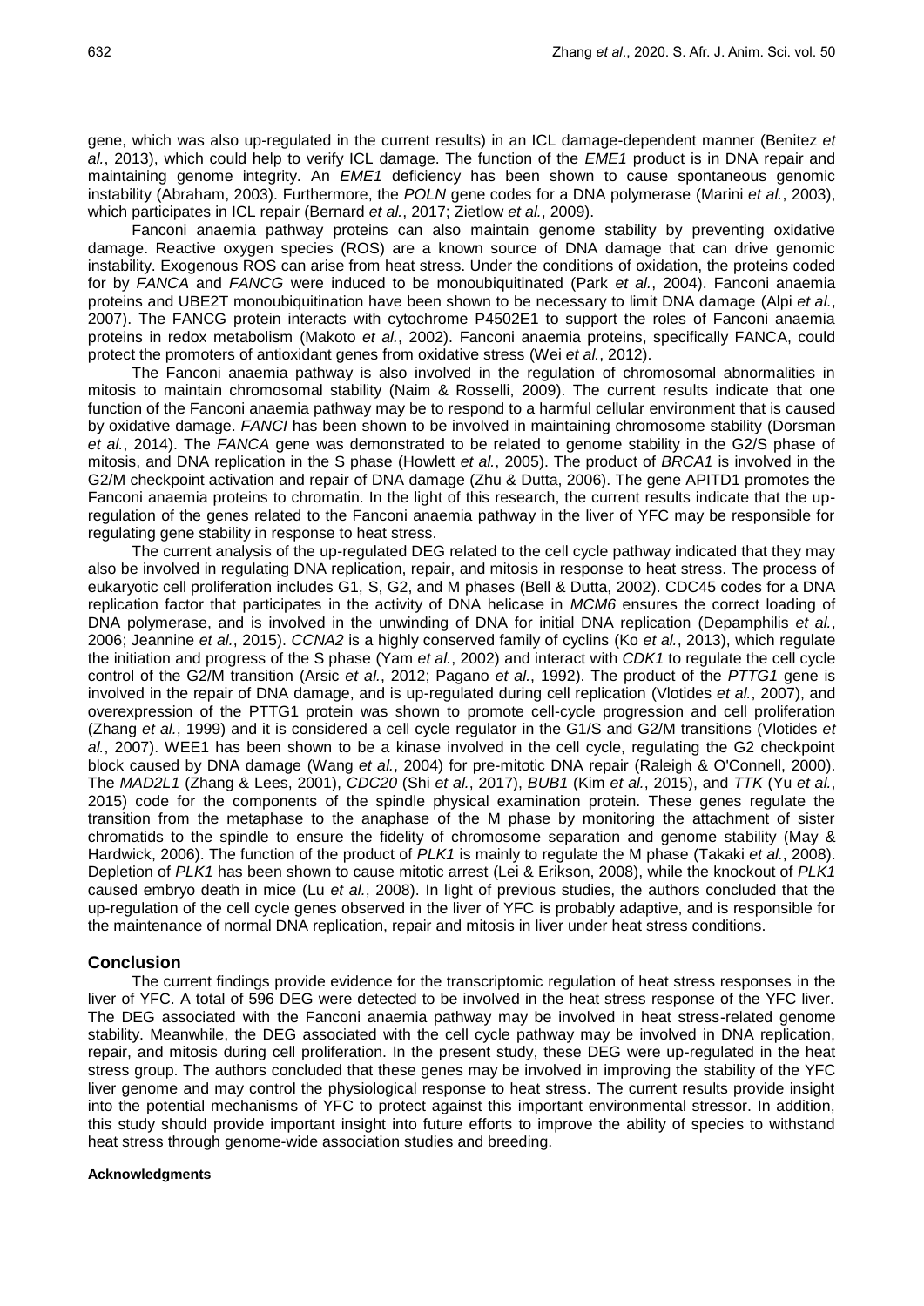gene, which was also up-regulated in the current results) in an ICL damage-dependent manner (Benitez *et al.*, 2013), which could help to verify ICL damage. The function of the *EME1* product is in DNA repair and maintaining genome integrity. An *EME1* deficiency has been shown to cause spontaneous genomic instability (Abraham, 2003). Furthermore, the *POLN* gene codes for a DNA polymerase (Marini *et al.*, 2003), which participates in ICL repair (Bernard *et al.*, 2017; Zietlow *et al.*, 2009).

Fanconi anaemia pathway proteins can also maintain genome stability by preventing oxidative damage. Reactive oxygen species (ROS) are a known source of DNA damage that can drive genomic instability. Exogenous ROS can arise from heat stress. Under the conditions of oxidation, the proteins coded for by *FANCA* and *FANCG* were induced to be monoubiquitinated (Park *et al.*, 2004). Fanconi anaemia proteins and UBE2T monoubiquitination have been shown to be necessary to limit DNA damage (Alpi *et al.*, 2007). The FANCG protein interacts with cytochrome P4502E1 to support the roles of Fanconi anaemia proteins in redox metabolism (Makoto *et al.*, 2002). Fanconi anaemia proteins, specifically FANCA, could protect the promoters of antioxidant genes from oxidative stress (Wei *et al.*, 2012).

The Fanconi anaemia pathway is also involved in the regulation of chromosomal abnormalities in mitosis to maintain chromosomal stability (Naim & Rosselli, 2009). The current results indicate that one function of the Fanconi anaemia pathway may be to respond to a harmful cellular environment that is caused by oxidative damage. *FANCI* has been shown to be involved in maintaining chromosome stability (Dorsman *et al.*, 2014). The *FANCA* gene was demonstrated to be related to genome stability in the G2/S phase of mitosis, and DNA replication in the S phase (Howlett *et al.*, 2005). The product of *BRCA1* is involved in the G2/M checkpoint activation and repair of DNA damage (Zhu & Dutta, 2006). The gene APITD1 promotes the Fanconi anaemia proteins to chromatin. In the light of this research, the current results indicate that the up-regulation of the genes related to the Fanconi anaemia pathway in the liver of YFC may be responsible for regulating gene stability in response to heat stress.

The current analysis of the up-regulated DEG related to the cell cycle pathway indicated that they may also be involved in regulating DNA replication, repair, and mitosis in response to heat stress. The process of eukaryotic cell proliferation includes G1, S, G2, and M phases (Bell & Dutta, 2002). CDC45 codes for a DNA replication factor that participates in the activity of DNA helicase in *MCM6* ensures the correct loading of DNA polymerase, and is involved in the unwinding of DNA for initial DNA replication (Depamphilis *et al.*, 2006; Jeannine *et al.*, 2015). *CCNA2* is a highly conserved family of cyclins (Ko *et al.*, 2013), which regulate the initiation and progress of the S phase (Yam *et al.*, 2002) and interact with *CDK1* to regulate the cell cycle control of the G2/M transition (Arsic *et al.*, 2012; Pagano *et al.*, 1992). The product of the *PTTG1* gene is involved in the repair of DNA damage, and is up-regulated during cell replication (Vlotides *et al.*, 2007), and overexpression of the PTTG1 protein was shown to promote cell-cycle progression and cell proliferation (Zhang *et al.*, 1999) and it is considered a cell cycle regulator in the G1/S and G2/M transitions (Vlotides *et al.*, 2007). WEE1 has been shown to be a kinase involved in the cell cycle, regulating the G2 checkpoint block caused by DNA damage (Wang *et al.*, 2004) for pre-mitotic DNA repair (Raleigh & O'Connell, 2000). The *MAD2L1* (Zhang & Lees, 2001), *CDC20* (Shi *et al.*, 2017), *BUB1* (Kim *et al.*, 2015), and *TTK* (Yu *et al.*, 2015) code for the components of the spindle physical examination protein. These genes regulate the transition from the metaphase to the anaphase of the M phase by monitoring the attachment of sister chromatids to the spindle to ensure the fidelity of chromosome separation and genome stability (May & Hardwick, 2006). The function of the product of *PLK1* is mainly to regulate the M phase (Takaki *et al.*, 2008). Depletion of *PLK1* has been shown to cause mitotic arrest (Lei & Erikson, 2008), while the knockout of *PLK1* caused embryo death in mice (Lu *et al.*, 2008). In light of previous studies, the authors concluded that the up-regulation of the cell cycle genes observed in the liver of YFC is probably adaptive, and is responsible for the maintenance of normal DNA replication, repair and mitosis in liver under heat stress conditions.

## Conclusion

The current findings provide evidence for the transcriptomic regulation of heat stress responses in the liver of YFC. A total of 596 DEG were detected to be involved in the heat stress response of the YFC liver. The DEG associated with the Fanconi anaemia pathway may be involved in heat stress-related genome stability. Meanwhile, the DEG associated with the cell cycle pathway may be involved in DNA replication, repair, and mitosis during cell proliferation. In the present study, these DEG were up-regulated in the heat stress group. The authors concluded that these genes may be involved in improving the stability of the YFC liver genome and may control the physiological response to heat stress. The current results provide insight into the potential mechanisms of YFC to protect against this important environmental stressor. In addition, this study should provide important insight into future efforts to improve the ability of species to withstand heat stress through genome-wide association studies and breeding.

#### Acknowledgments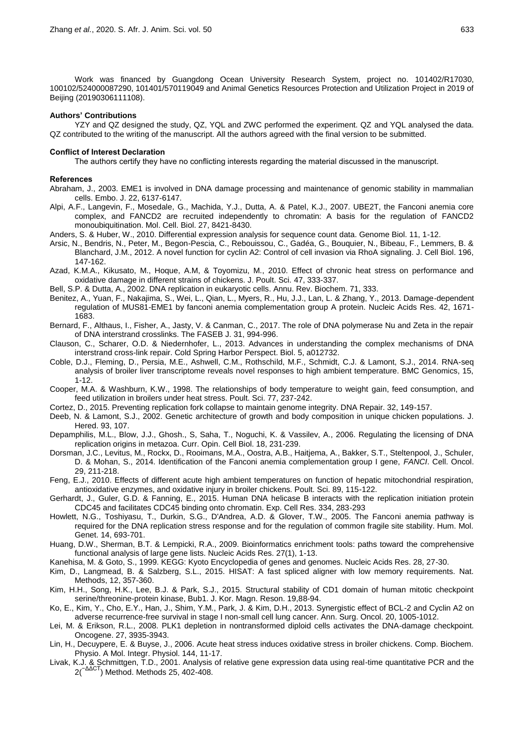Work was financed by Guangdong Ocean University Research System, project no. 101402/R17030, 100102/524000087290, 101401/570119049 and Animal Genetics Resources Protection and Utilization Project in 2019 of Beijing (20190306111108).

**Authors' Contributions**

YZY and QZ designed the study, QZ, YQL and ZWC performed the experiment. QZ and YQL analysed the data. QZ contributed to the writing of the manuscript. All the authors agreed with the final version to be submitted.

**Conflict of Interest Declaration**

The authors certify they have no conflicting interests regarding the material discussed in the manuscript.

**References**

Abraham, J., 2003. EME1 is involved in DNA damage processing and maintenance of genomic stability in mammalian cells. Embo. J. 22, 6137-6147.

Alpi, A.F., Langevin, F., Mosedale, G., Machida, Y.J., Dutta, A. & Patel, K.J., 2007. UBE2T, the Fanconi anemia core complex, and FANCD2 are recruited independently to chromatin: A basis for the regulation of FANCD2 monoubiquitination. Mol. Cell. Biol. 27, 8421-8430.

Anders, S. & Huber, W., 2010. Differential expression analysis for sequence count data. Genome Biol. 11, 1-12.

Arsic, N., Bendris, N., Peter, M., Begon-Pescia, C., Rebouissou, C., Gadéa, G., Bouquier, N., Bibeau, F., Lemmers, B. & Blanchard, J.M., 2012. A novel function for cyclin A2: Control of cell invasion via RhoA signaling. J. Cell Biol. 196, 147-162.

Azad, K.M.A., Kikusato, M., Hoque, A.M, & Toyomizu, M., 2010. Effect of chronic heat stress on performance and oxidative damage in different strains of chickens. J. Poult. Sci. 47, 333-337.

Bell, S.P. & Dutta, A., 2002. DNA replication in eukaryotic cells. Annu. Rev. Biochem. 71, 333.

Benitez, A., Yuan, F., Nakajima, S., Wei, L., Qian, L., Myers, R., Hu, J.J., Lan, L. & Zhang, Y., 2013. Damage-dependent regulation of MUS81-EME1 by fanconi anemia complementation group A protein. Nucleic Acids Res. 42, 1671-1683.

Bernard, F., Althaus, I., Fisher, A., Jasty, V. & Canman, C., 2017. The role of DNA polymerase Nu and Zeta in the repair of DNA interstrand crosslinks. The FASEB J. 31, 994-996.

Clauson, C., Scharer, O.D. & Niedernhofer, L., 2013. Advances in understanding the complex mechanisms of DNA interstrand cross-link repair. Cold Spring Harbor Perspect. Biol. 5, a012732.

Coble, D.J., Fleming, D., Persia, M.E., Ashwell, C.M., Rothschild, M.F., Schmidt, C.J. & Lamont, S.J., 2014. RNA-seq analysis of broiler liver transcriptome reveals novel responses to high ambient temperature. BMC Genomics, 15, 1-12.

Cooper, M.A. & Washburn, K.W., 1998. The relationships of body temperature to weight gain, feed consumption, and feed utilization in broilers under heat stress. Poult. Sci. 77, 237-242.

Cortez, D., 2015. Preventing replication fork collapse to maintain genome integrity. DNA Repair. 32, 149-157.

Deeb, N. & Lamont, S.J., 2002. Genetic architecture of growth and body composition in unique chicken populations. J. Hered. 93, 107.

Depamphilis, M.L., Blow, J.J., Ghosh., S, Saha, T., Noguchi, K. & Vassilev, A., 2006. Regulating the licensing of DNA replication origins in metazoa. Curr. Opin. Cell Biol. 18, 231-239.

Dorsman, J.C., Levitus, M., Rockx, D., Rooimans, M.A., Oostra, A.B., Haitjema, A., Bakker, S.T., Steltenpool, J., Schuler, D. & Mohan, S., 2014. Identification of the Fanconi anemia complementation group I gene, *FANCI*. Cell. Oncol. 29, 211-218.

Feng, E.J., 2010. Effects of different acute high ambient temperatures on function of hepatic mitochondrial respiration, antioxidative enzymes, and oxidative injury in broiler chickens. Poult. Sci. 89, 115-122.

Gerhardt, J., Guler, G.D. & Fanning, E., 2015. Human DNA helicase B interacts with the replication initiation protein CDC45 and facilitates CDC45 binding onto chromatin. Exp. Cell Res. 334, 283-293

Howlett, N.G., Toshiyasu, T., Durkin, S.G., D'Andrea, A.D. & Glover, T.W., 2005. The Fanconi anemia pathway is required for the DNA replication stress response and for the regulation of common fragile site stability. Hum. Mol. Genet. 14, 693-701.

Huang, D.W., Sherman, B.T. & Lempicki, R.A., 2009. Bioinformatics enrichment tools: paths toward the comprehensive functional analysis of large gene lists. Nucleic Acids Res. 27(1), 1-13.

Kanehisa, M. & Goto, S., 1999. KEGG: Kyoto Encyclopedia of genes and genomes. Nucleic Acids Res. 28, 27-30.

Kim, D., Langmead, B. & Salzberg, S.L., 2015. HISAT: A fast spliced aligner with low memory requirements. Nat. Methods, 12, 357-360.

Kim, H.H., Song, H.K., Lee, B.J. & Park, S.J., 2015. Structural stability of CD1 domain of human mitotic checkpoint serine/threonine-protein kinase, Bub1. J. Kor. Magn. Reson. 19,88-94.

Ko, E., Kim, Y., Cho, E.Y., Han, J., Shim, Y.M., Park, J. & Kim, D.H., 2013. Synergistic effect of BCL-2 and Cyclin A2 on adverse recurrence-free survival in stage I non-small cell lung cancer. Ann. Surg. Oncol. 20, 1005-1012.

Lei, M. & Erikson, R.L., 2008. PLK1 depletion in nontransformed diploid cells activates the DNA-damage checkpoint. Oncogene. 27, 3935-3943.

Lin, H., Decuypere, E. & Buyse, J., 2006. Acute heat stress induces oxidative stress in broiler chickens. Comp. Biochem. Physio. A Mol. Integr. Physiol. 144, 11-17.

Livak, K.J. & Schmittgen, T.D., 2001. Analysis of relative gene expression data using real-time quantitative PCR and the $2^{(-\Delta\Delta CT)}$ Method. Methods 25, 402-408.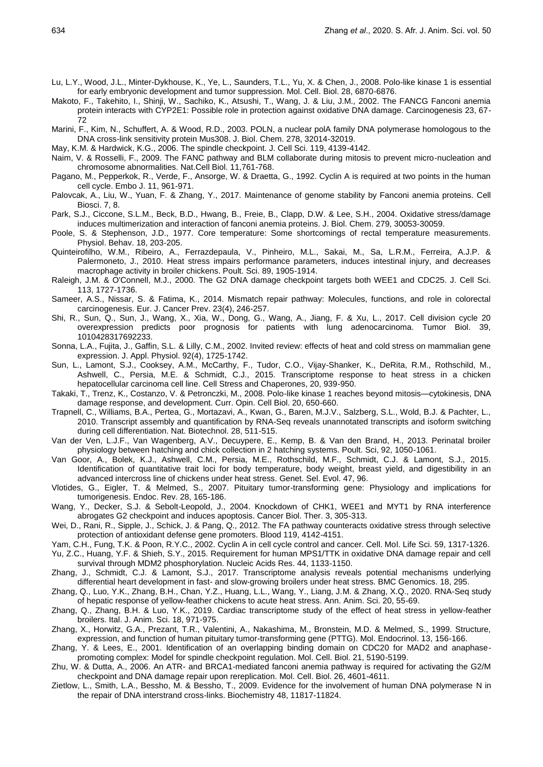Lu, L.Y., Wood, J.L., Minter-Dykhouse, K., Ye, L., Saunders, T.L., Yu, X. & Chen, J., 2008. Polo-like kinase 1 is essential for early embryonic development and tumor suppression. Mol. Cell. Biol. 28, 6870-6876.

Makoto, F., Takehito, I., Shinji, W., Sachiko, K., Atsushi, T., Wang, J. & Liu, J.M., 2002. The FANCG Fanconi anemia protein interacts with CYP2E1: Possible role in protection against oxidative DNA damage. Carcinogenesis 23, 67-72

Marini, F., Kim, N., Schuffert, A. & Wood, R.D., 2003. POLN, a nuclear polA family DNA polymerase homologous to the DNA cross-link sensitivity protein Mus308. J. Biol. Chem. 278, 32014-32019.

May, K.M. & Hardwick, K.G., 2006. The spindle checkpoint. J. Cell Sci. 119, 4139-4142.

Naim, V. & Rosselli, F., 2009. The FANC pathway and BLM collaborate during mitosis to prevent micro-nucleation and chromosome abnormalities. Nat.Cell Biol. 11,761-768.

Pagano, M., Pepperkok, R., Verde, F., Ansorge, W. & Draetta, G., 1992. Cyclin A is required at two points in the human cell cycle. Embo J. 11, 961-971.

Palovcak, A., Liu, W., Yuan, F. & Zhang, Y., 2017. Maintenance of genome stability by Fanconi anemia proteins. Cell Biosci. 7, 8.

Park, S.J., Ciccone, S.L.M., Beck, B.D., Hwang, B., Freie, B., Clapp, D.W. & Lee, S.H., 2004. Oxidative stress/damage induces multimerization and interaction of fanconi anemia proteins. J. Biol. Chem. 279, 30053-30059.

Poole, S. & Stephenson, J.D., 1977. Core temperature: Some shortcomings of rectal temperature measurements. Physiol. Behav. 18, 203-205.

Quinteirofilho, W.M., Ribeiro, A., Ferrazdepaula, V., Pinheiro, M.L., Sakai, M., Sa, L.R.M., Ferreira, A.J.P. & Palermoneto, J., 2010. Heat stress impairs performance parameters, induces intestinal injury, and decreases macrophage activity in broiler chickens. Poult. Sci. 89, 1905-1914.

Raleigh, J.M. & O'Connell, M.J., 2000. The G2 DNA damage checkpoint targets both WEE1 and CDC25. J. Cell Sci. 113, 1727-1736.

Sameer, A.S., Nissar, S. & Fatima, K., 2014. Mismatch repair pathway: Molecules, functions, and role in colorectal carcinogenesis. Eur. J. Cancer Prev. 23(4), 246-257.

Shi, R., Sun, Q., Sun, J., Wang, X., Xia, W., Dong, G., Wang, A., Jiang, F. & Xu, L., 2017. Cell division cycle 20 overexpression predicts poor prognosis for patients with lung adenocarcinoma. Tumor Biol. 39, 1010428317692233.

Sonna, L.A., Fujita, J., Gaffin, S.L. & Lilly, C.M., 2002. Invited review: effects of heat and cold stress on mammalian gene expression. J. Appl. Physiol. 92(4), 1725-1742.

Sun, L., Lamont, S.J., Cooksey, A.M., McCarthy, F., Tudor, C.O., Vijay-Shanker, K., DeRita, R.M., Rothschild, M., Ashwell, C., Persia, M.E. & Schmidt, C.J., 2015. Transcriptome response to heat stress in a chicken hepatocellular carcinoma cell line. Cell Stress and Chaperones, 20, 939-950.

Takaki, T., Trenz, K., Costanzo, V. & Petronczki, M., 2008. Polo-like kinase 1 reaches beyond mitosis—cytokinesis, DNA damage response, and development. Curr. Opin. Cell Biol. 20, 650-660.

Trapnell, C., Williams, B.A., Pertea, G., Mortazavi, A., Kwan, G., Baren, M.J.V., Salzberg, S.L., Wold, B.J. & Pachter, L., 2010. Transcript assembly and quantification by RNA-Seq reveals unannotated transcripts and isoform switching during cell differentiation. Nat. Biotechnol. 28, 511-515.

Van der Ven, L.J.F., Van Wagenberg, A.V., Decuypere, E., Kemp, B. & Van den Brand, H., 2013. Perinatal broiler physiology between hatching and chick collection in 2 hatching systems. Poult. Sci, 92, 1050-1061.

Van Goor, A., Bolek, K.J., Ashwell, C.M., Persia, M.E., Rothschild, M.F., Schmidt, C.J. & Lamont, S.J., 2015. Identification of quantitative trait loci for body temperature, body weight, breast yield, and digestibility in an advanced intercross line of chickens under heat stress. Genet. Sel. Evol. 47, 96.

Vlotides, G., Eigler, T. & Melmed, S., 2007. Pituitary tumor-transforming gene: Physiology and implications for tumorigenesis. Endoc. Rev. 28, 165-186.

Wang, Y., Decker, S.J. & Sebolt-Leopold, J., 2004. Knockdown of CHK1, WEE1 and MYT1 by RNA interference abrogates G2 checkpoint and induces apoptosis. Cancer Biol. Ther. 3, 305-313.

Wei, D., Rani, R., Sipple, J., Schick, J. & Pang, Q., 2012. The FA pathway counteracts oxidative stress through selective protection of antioxidant defense gene promoters. Blood 119, 4142-4151.

Yam, C.H., Fung, T.K. & Poon, R.Y.C., 2002. Cyclin A in cell cycle control and cancer. Cell. Mol. Life Sci. 59, 1317-1326.

Yu, Z.C., Huang, Y.F. & Shieh, S.Y., 2015. Requirement for human MPS1/TTK in oxidative DNA damage repair and cell survival through MDM2 phosphorylation. Nucleic Acids Res. 44, 1133-1150.

Zhang, J., Schmidt, C.J. & Lamont, S.J., 2017. Transcriptome analysis reveals potential mechanisms underlying differential heart development in fast- and slow-growing broilers under heat stress. BMC Genomics. 18, 295.

Zhang, Q., Luo, Y.K., Zhang, B.H., Chan, Y.Z., Huang, L.L., Wang, Y., Liang, J.M. & Zhang, X.Q., 2020. RNA-Seq study of hepatic response of yellow-feather chickens to acute heat stress. Ann. Anim. Sci. 20, 55-69.

Zhang, Q., Zhang, B.H. & Luo, Y.K., 2019. Cardiac transcriptome study of the effect of heat stress in yellow-feather broilers. Ital. J. Anim. Sci. 18, 971-975.

Zhang, X., Horwitz, G.A., Prezant, T.R., Valentini, A., Nakashima, M., Bronstein, M.D. & Melmed, S., 1999. Structure, expression, and function of human pituitary tumor-transforming gene (PTTG). Mol. Endocrinol. 13, 156-166.

Zhang, Y. & Lees, E., 2001. Identification of an overlapping binding domain on CDC20 for MAD2 and anaphase-promoting complex: Model for spindle checkpoint regulation. Mol. Cell. Biol. 21, 5190-5199.

Zhu, W. & Dutta, A., 2006. An ATR- and BRCA1-mediated fanconi anemia pathway is required for activating the G2/M checkpoint and DNA damage repair upon rereplication. Mol. Cell. Biol. 26, 4601-4611.

Zietlow, L., Smith, L.A., Bessho, M. & Bessho, T., 2009. Evidence for the involvement of human DNA polymerase N in the repair of DNA interstrand cross-links. Biochemistry 48, 11817-11824.